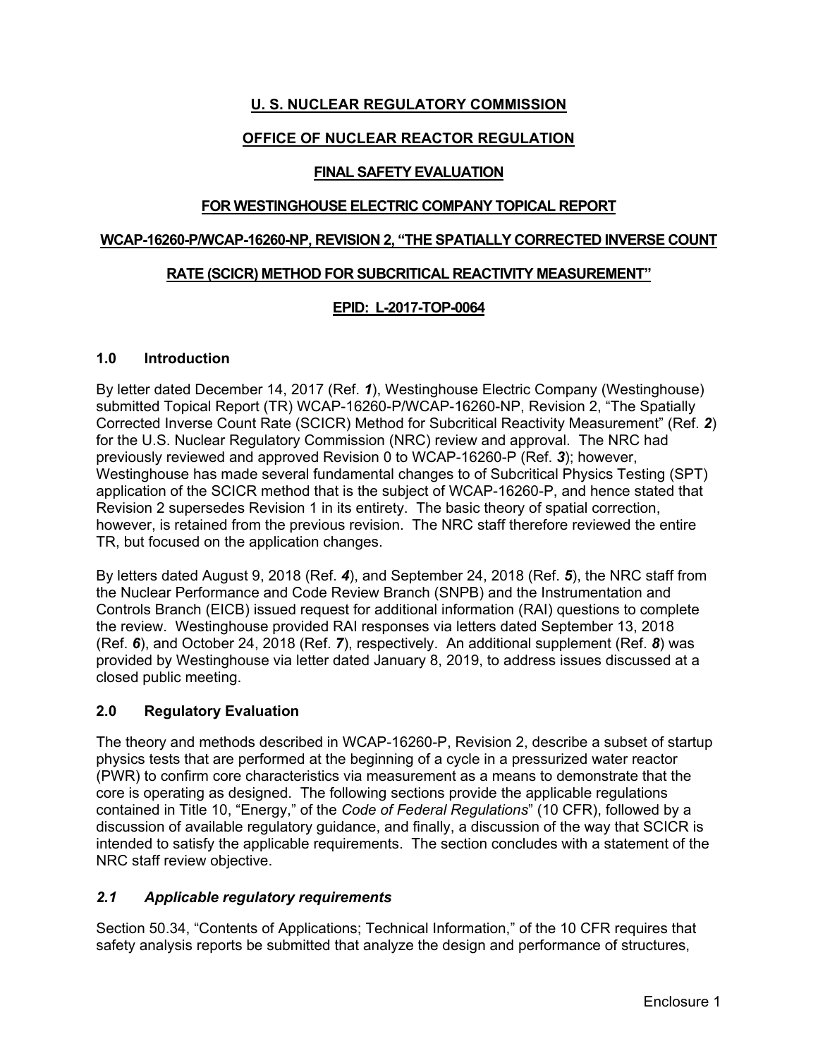**U. S. NUCLEAR REGULATORY COMMISSION**

**OFFICE OF NUCLEAR REACTOR REGULATION**

**FINAL SAFETY EVALUATION**

**FOR WESTINGHOUSE ELECTRIC COMPANY TOPICAL REPORT**

**WCAP-16260-P/WCAP-16260-NP, REVISION 2, "THE SPATIALLY CORRECTED INVERSE COUNT RATE (SCICR) METHOD FOR SUBCRITICAL REACTIVITY MEASUREMENT"**

**EPID: L-2017-TOP-0064**

## 1.0 Introduction

By letter dated December 14, 2017 (Ref. ***1***), Westinghouse Electric Company (Westinghouse) submitted Topical Report (TR) WCAP-16260-P/WCAP-16260-NP, Revision 2, "The Spatially Corrected Inverse Count Rate (SCICR) Method for Subcritical Reactivity Measurement" (Ref. ***2***) for the U.S. Nuclear Regulatory Commission (NRC) review and approval. The NRC had previously reviewed and approved Revision 0 to WCAP-16260-P (Ref. ***3***); however, Westinghouse has made several fundamental changes to of Subcritical Physics Testing (SPT) application of the SCICR method that is the subject of WCAP-16260-P, and hence stated that Revision 2 supersedes Revision 1 in its entirety. The basic theory of spatial correction, however, is retained from the previous revision. The NRC staff therefore reviewed the entire TR, but focused on the application changes.

By letters dated August 9, 2018 (Ref. ***4***), and September 24, 2018 (Ref. ***5***), the NRC staff from the Nuclear Performance and Code Review Branch (SNPB) and the Instrumentation and Controls Branch (EICB) issued request for additional information (RAI) questions to complete the review. Westinghouse provided RAI responses via letters dated September 13, 2018 (Ref. ***6***), and October 24, 2018 (Ref. ***7***), respectively. An additional supplement (Ref. ***8***) was provided by Westinghouse via letter dated January 8, 2019, to address issues discussed at a closed public meeting.

## 2.0 Regulatory Evaluation

The theory and methods described in WCAP-16260-P, Revision 2, describe a subset of startup physics tests that are performed at the beginning of a cycle in a pressurized water reactor (PWR) to confirm core characteristics via measurement as a means to demonstrate that the core is operating as designed. The following sections provide the applicable regulations contained in Title 10, "Energy," of the *Code of Federal Regulations*" (10 CFR), followed by a discussion of available regulatory guidance, and finally, a discussion of the way that SCICR is intended to satisfy the applicable requirements. The section concludes with a statement of the NRC staff review objective.

### *2.1 Applicable regulatory requirements*

Section 50.34, "Contents of Applications; Technical Information," of the 10 CFR requires that safety analysis reports be submitted that analyze the design and performance of structures,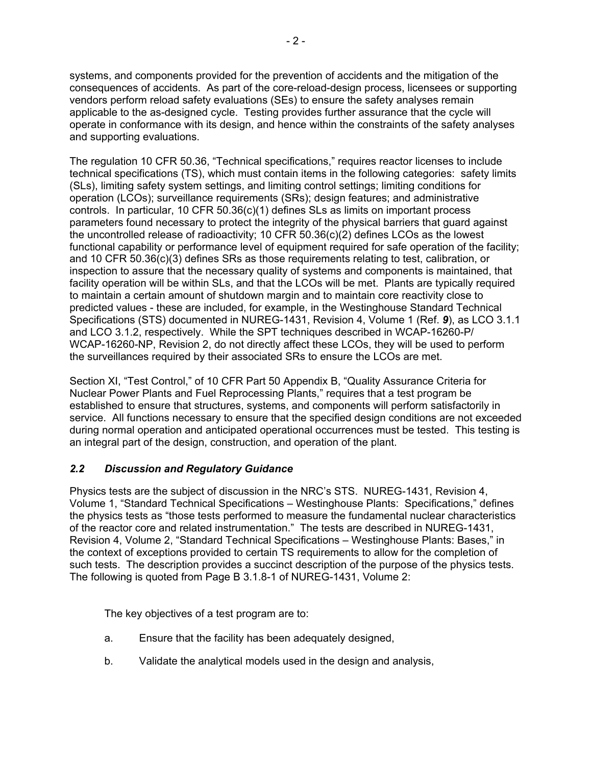systems, and components provided for the prevention of accidents and the mitigation of the consequences of accidents. As part of the core-reload-design process, licensees or supporting vendors perform reload safety evaluations (SEs) to ensure the safety analyses remain applicable to the as-designed cycle. Testing provides further assurance that the cycle will operate in conformance with its design, and hence within the constraints of the safety analyses and supporting evaluations.

The regulation 10 CFR 50.36, "Technical specifications," requires reactor licenses to include technical specifications (TS), which must contain items in the following categories: safety limits (SLs), limiting safety system settings, and limiting control settings; limiting conditions for operation (LCOs); surveillance requirements (SRs); design features; and administrative controls. In particular, 10 CFR 50.36(c)(1) defines SLs as limits on important process parameters found necessary to protect the integrity of the physical barriers that guard against the uncontrolled release of radioactivity; 10 CFR 50.36(c)(2) defines LCOs as the lowest functional capability or performance level of equipment required for safe operation of the facility; and 10 CFR 50.36(c)(3) defines SRs as those requirements relating to test, calibration, or inspection to assure that the necessary quality of systems and components is maintained, that facility operation will be within SLs, and that the LCOs will be met. Plants are typically required to maintain a certain amount of shutdown margin and to maintain core reactivity close to predicted values - these are included, for example, in the Westinghouse Standard Technical Specifications (STS) documented in NUREG-1431, Revision 4, Volume 1 (Ref. ***9***), as LCO 3.1.1 and LCO 3.1.2, respectively. While the SPT techniques described in WCAP-16260-P/ WCAP-16260-NP, Revision 2, do not directly affect these LCOs, they will be used to perform the surveillances required by their associated SRs to ensure the LCOs are met.

Section XI, "Test Control," of 10 CFR Part 50 Appendix B, "Quality Assurance Criteria for Nuclear Power Plants and Fuel Reprocessing Plants," requires that a test program be established to ensure that structures, systems, and components will perform satisfactorily in service. All functions necessary to ensure that the specified design conditions are not exceeded during normal operation and anticipated operational occurrences must be tested. This testing is an integral part of the design, construction, and operation of the plant.

### *2.2 Discussion and Regulatory Guidance*

Physics tests are the subject of discussion in the NRC's STS. NUREG-1431, Revision 4, Volume 1, "Standard Technical Specifications – Westinghouse Plants: Specifications," defines the physics tests as "those tests performed to measure the fundamental nuclear characteristics of the reactor core and related instrumentation." The tests are described in NUREG-1431, Revision 4, Volume 2, "Standard Technical Specifications – Westinghouse Plants: Bases," in the context of exceptions provided to certain TS requirements to allow for the completion of such tests. The description provides a succinct description of the purpose of the physics tests. The following is quoted from Page B 3.1.8-1 of NUREG-1431, Volume 2:

> The key objectives of a test program are to:
>
> a. Ensure that the facility has been adequately designed,
>
> b. Validate the analytical models used in the design and analysis,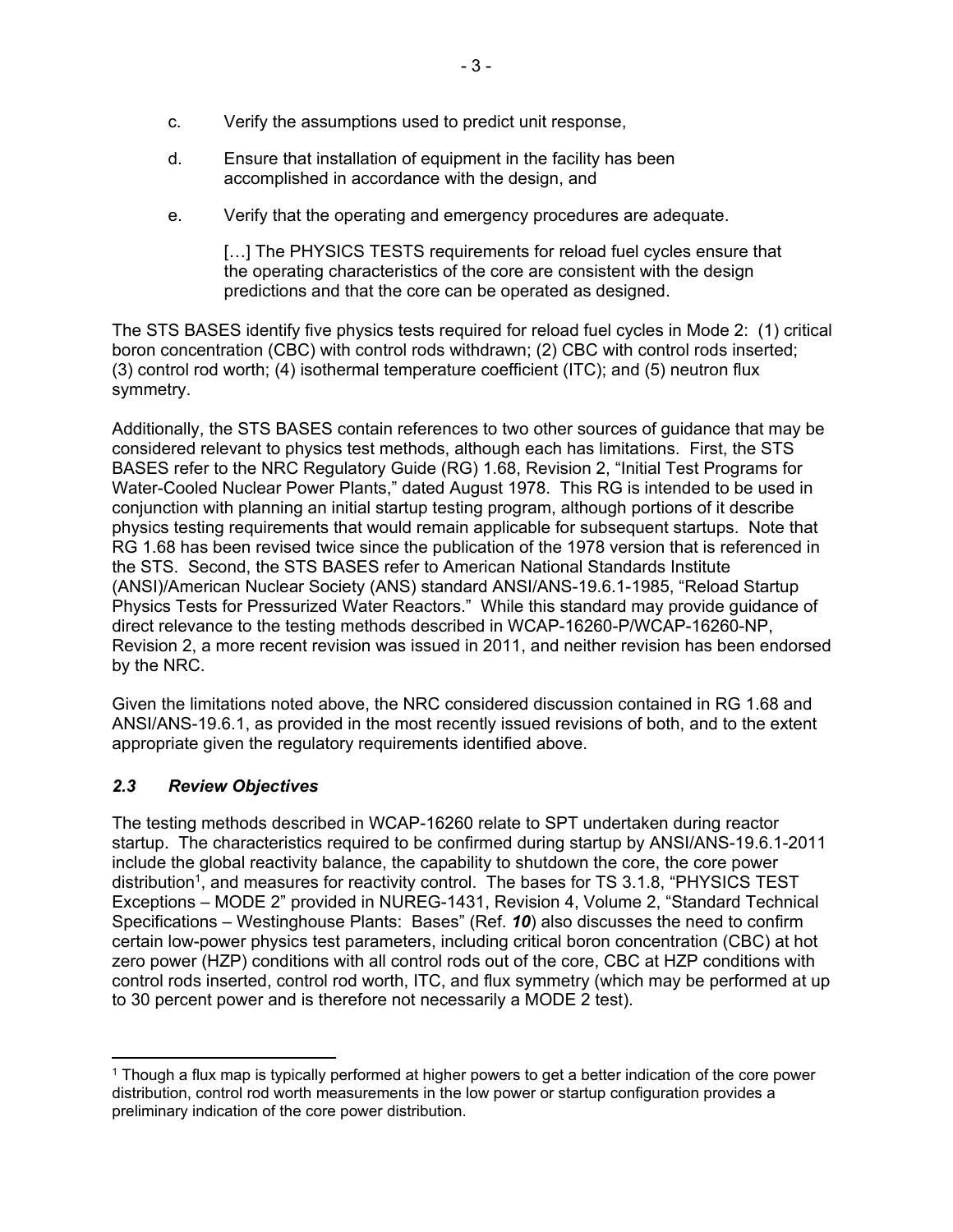c. Verify the assumptions used to predict unit response,

d. Ensure that installation of equipment in the facility has been accomplished in accordance with the design, and

e. Verify that the operating and emergency procedures are adequate.

> […] The PHYSICS TESTS requirements for reload fuel cycles ensure that the operating characteristics of the core are consistent with the design predictions and that the core can be operated as designed.

The STS BASES identify five physics tests required for reload fuel cycles in Mode 2: (1) critical boron concentration (CBC) with control rods withdrawn; (2) CBC with control rods inserted; (3) control rod worth; (4) isothermal temperature coefficient (ITC); and (5) neutron flux symmetry.

Additionally, the STS BASES contain references to two other sources of guidance that may be considered relevant to physics test methods, although each has limitations. First, the STS BASES refer to the NRC Regulatory Guide (RG) 1.68, Revision 2, "Initial Test Programs for Water-Cooled Nuclear Power Plants," dated August 1978. This RG is intended to be used in conjunction with planning an initial startup testing program, although portions of it describe physics testing requirements that would remain applicable for subsequent startups. Note that RG 1.68 has been revised twice since the publication of the 1978 version that is referenced in the STS. Second, the STS BASES refer to American National Standards Institute (ANSI)/American Nuclear Society (ANS) standard ANSI/ANS-19.6.1-1985, "Reload Startup Physics Tests for Pressurized Water Reactors." While this standard may provide guidance of direct relevance to the testing methods described in WCAP-16260-P/WCAP-16260-NP, Revision 2, a more recent revision was issued in 2011, and neither revision has been endorsed by the NRC.

Given the limitations noted above, the NRC considered discussion contained in RG 1.68 and ANSI/ANS-19.6.1, as provided in the most recently issued revisions of both, and to the extent appropriate given the regulatory requirements identified above.

### *2.3 Review Objectives*

The testing methods described in WCAP-16260 relate to SPT undertaken during reactor startup. The characteristics required to be confirmed during startup by ANSI/ANS-19.6.1-2011 include the global reactivity balance, the capability to shutdown the core, the core power distribution[1], and measures for reactivity control. The bases for TS 3.1.8, "PHYSICS TEST Exceptions – MODE 2" provided in NUREG-1431, Revision 4, Volume 2, "Standard Technical Specifications – Westinghouse Plants: Bases" (Ref. ***10***) also discusses the need to confirm certain low-power physics test parameters, including critical boron concentration (CBC) at hot zero power (HZP) conditions with all control rods out of the core, CBC at HZP conditions with control rods inserted, control rod worth, ITC, and flux symmetry (which may be performed at up to 30 percent power and is therefore not necessarily a MODE 2 test).

---

[1] Though a flux map is typically performed at higher powers to get a better indication of the core power distribution, control rod worth measurements in the low power or startup configuration provides a preliminary indication of the core power distribution.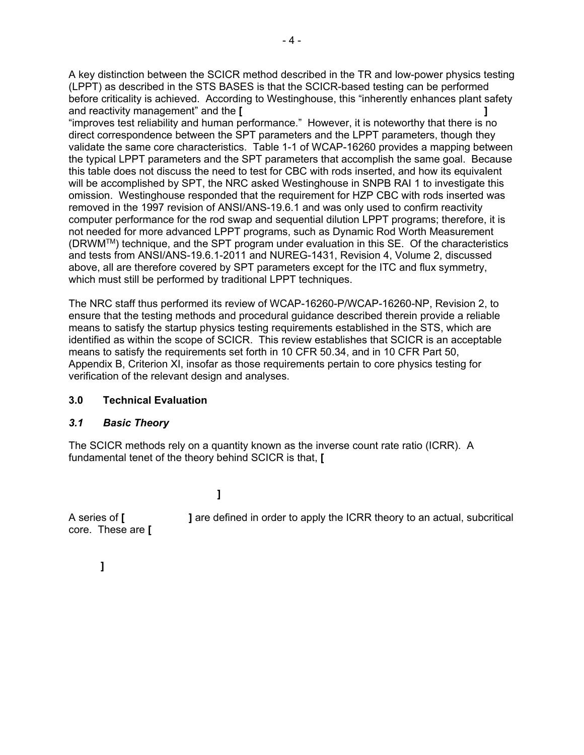A key distinction between the SCICR method described in the TR and low-power physics testing (LPPT) as described in the STS BASES is that the SCICR-based testing can be performed before criticality is achieved. According to Westinghouse, this "inherently enhances plant safety and reactivity management" and the **[ ]** "improves test reliability and human performance." However, it is noteworthy that there is no direct correspondence between the SPT parameters and the LPPT parameters, though they validate the same core characteristics. Table 1-1 of WCAP-16260 provides a mapping between the typical LPPT parameters and the SPT parameters that accomplish the same goal. Because this table does not discuss the need to test for CBC with rods inserted, and how its equivalent will be accomplished by SPT, the NRC asked Westinghouse in SNPB RAI 1 to investigate this omission. Westinghouse responded that the requirement for HZP CBC with rods inserted was removed in the 1997 revision of ANSI/ANS-19.6.1 and was only used to confirm reactivity computer performance for the rod swap and sequential dilution LPPT programs; therefore, it is not needed for more advanced LPPT programs, such as Dynamic Rod Worth Measurement (DRWM™) technique, and the SPT program under evaluation in this SE. Of the characteristics and tests from ANSI/ANS-19.6.1-2011 and NUREG-1431, Revision 4, Volume 2, discussed above, all are therefore covered by SPT parameters except for the ITC and flux symmetry, which must still be performed by traditional LPPT techniques.

The NRC staff thus performed its review of WCAP-16260-P/WCAP-16260-NP, Revision 2, to ensure that the testing methods and procedural guidance described therein provide a reliable means to satisfy the startup physics testing requirements established in the STS, which are identified as within the scope of SCICR. This review establishes that SCICR is an acceptable means to satisfy the requirements set forth in 10 CFR 50.34, and in 10 CFR Part 50, Appendix B, Criterion XI, insofar as those requirements pertain to core physics testing for verification of the relevant design and analyses.

## 3.0 Technical Evaluation

### *3.1 Basic Theory*

The SCICR methods rely on a quantity known as the inverse count rate ratio (ICRR). A fundamental tenet of the theory behind SCICR is that, **[**

**]**

A series of **[ ]** are defined in order to apply the ICRR theory to an actual, subcritical core. These are **[**

**]**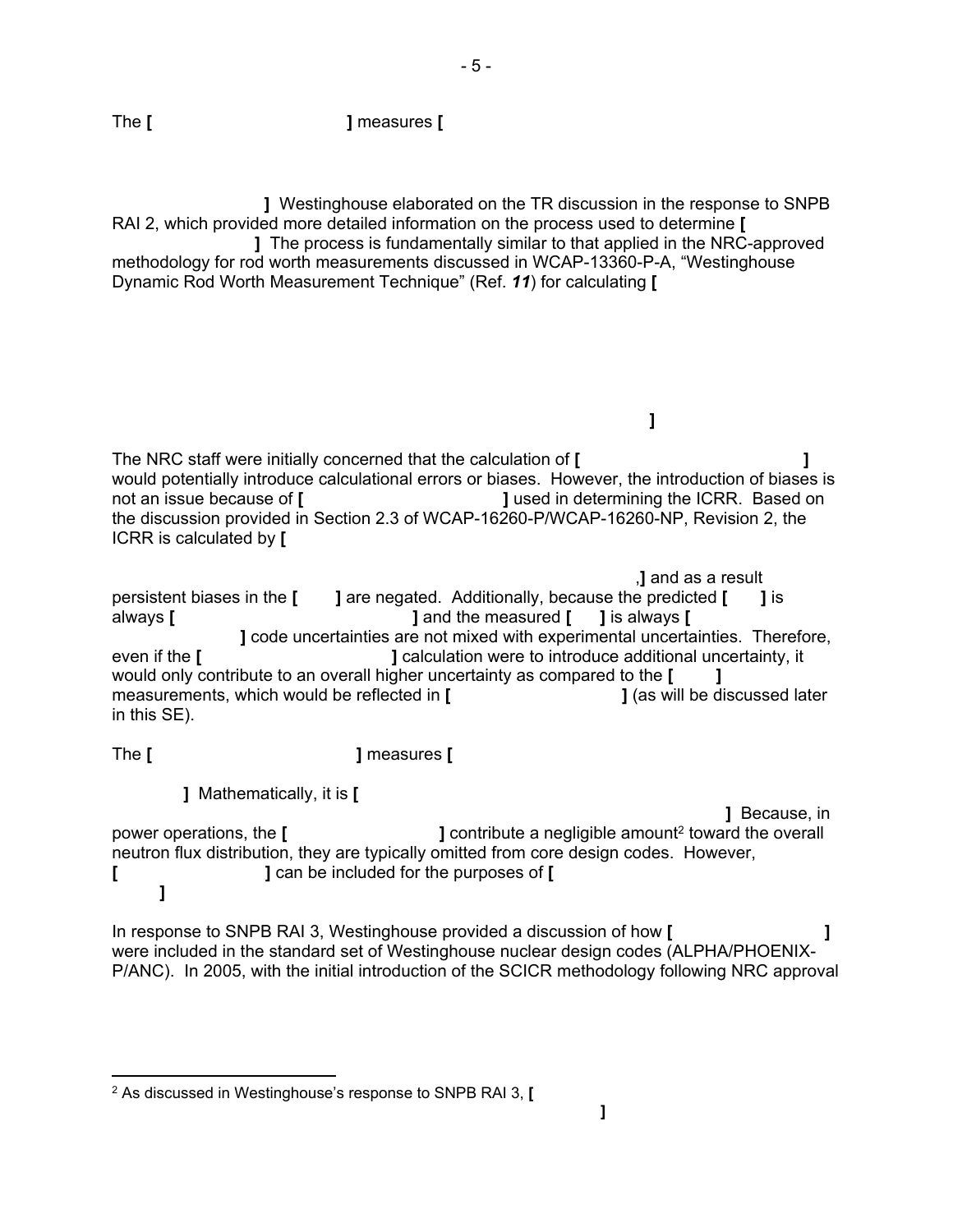The **[ ]** measures **[**

**]** Westinghouse elaborated on the TR discussion in the response to SNPB RAI 2, which provided more detailed information on the process used to determine **[ ]** The process is fundamentally similar to that applied in the NRC-approved methodology for rod worth measurements discussed in WCAP-13360-P-A, "Westinghouse Dynamic Rod Worth Measurement Technique" (Ref. ***11***) for calculating **[**

**]**

The NRC staff were initially concerned that the calculation of **[ ]** would potentially introduce calculational errors or biases. However, the introduction of biases is not an issue because of **[ ]** used in determining the ICRR. Based on the discussion provided in Section 2.3 of WCAP-16260-P/WCAP-16260-NP, Revision 2, the ICRR is calculated by **[**

,**]** and as a result persistent biases in the **[ ]** are negated. Additionally, because the predicted **[ ]** is always **[ ]** and the measured **[ ]** is always **[ ]** code uncertainties are not mixed with experimental uncertainties. Therefore, even if the **[ ]** calculation were to introduce additional uncertainty, it would only contribute to an overall higher uncertainty as compared to the **[ ]** measurements, which would be reflected in **[ ]** (as will be discussed later in this SE).

The **[ ]** measures **[**

**]** Mathematically, it is **[**

**]** Because, in power operations, the **[ ]** contribute a negligible amount[2] toward the overall neutron flux distribution, they are typically omitted from core design codes. However, **[ ]** can be included for the purposes of **[**

**]**

In response to SNPB RAI 3, Westinghouse provided a discussion of how **[ ]** were included in the standard set of Westinghouse nuclear design codes (ALPHA/PHOENIX-P/ANC). In 2005, with the initial introduction of the SCICR methodology following NRC approval

---

[2] As discussed in Westinghouse's response to SNPB RAI 3, **[**

**]**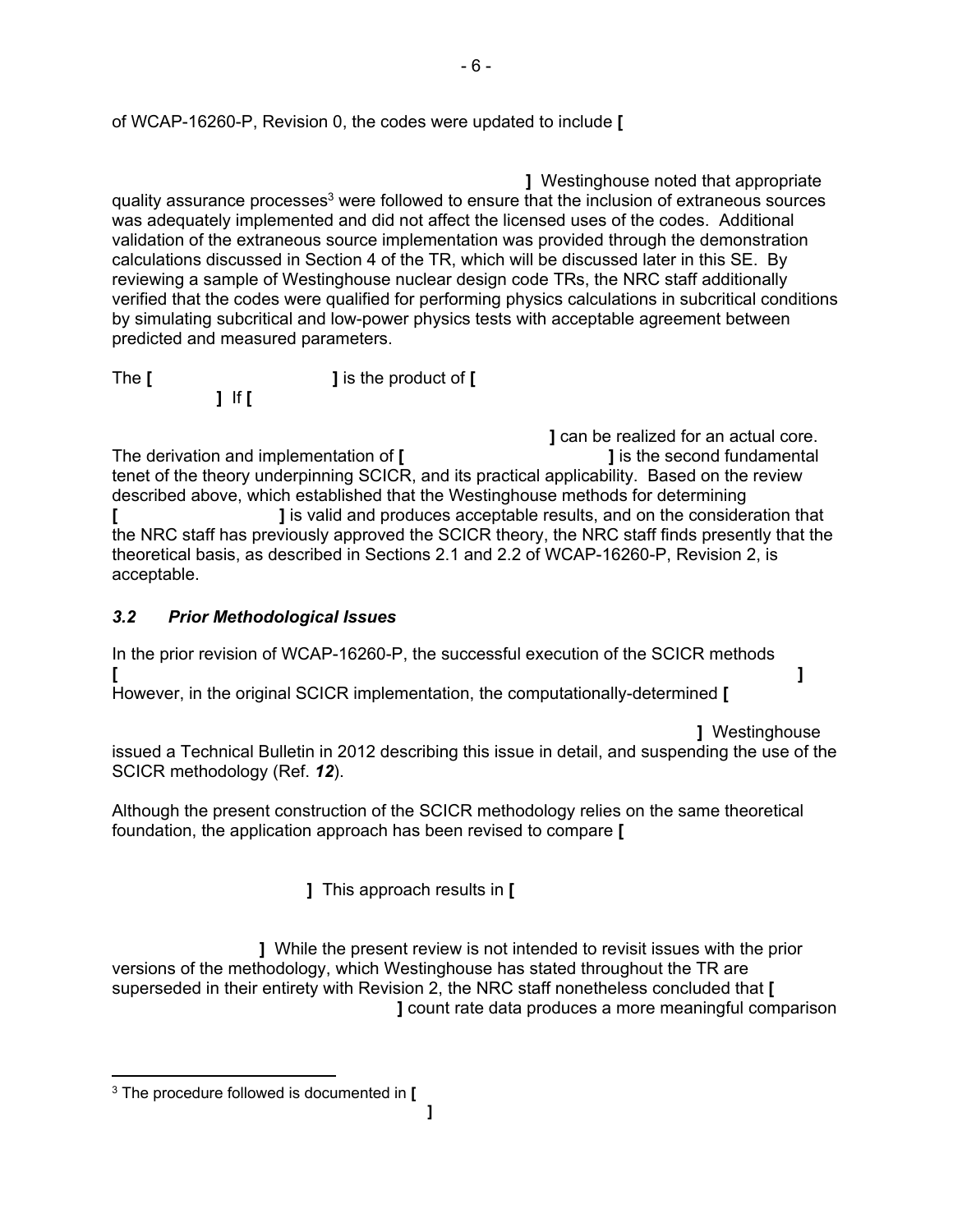of WCAP-16260-P, Revision 0, the codes were updated to include **[**

**]** Westinghouse noted that appropriate quality assurance processes[3] were followed to ensure that the inclusion of extraneous sources was adequately implemented and did not affect the licensed uses of the codes. Additional validation of the extraneous source implementation was provided through the demonstration calculations discussed in Section 4 of the TR, which will be discussed later in this SE. By reviewing a sample of Westinghouse nuclear design code TRs, the NRC staff additionally verified that the codes were qualified for performing physics calculations in subcritical conditions by simulating subcritical and low-power physics tests with acceptable agreement between predicted and measured parameters.

The **[** **]** is the product of **[** **]** If **[** **]** can be realized for an actual core. The derivation and implementation of **[** **]** is the second fundamental tenet of the theory underpinning SCICR, and its practical applicability. Based on the review described above, which established that the Westinghouse methods for determining **[** **]** is valid and produces acceptable results, and on the consideration that the NRC staff has previously approved the SCICR theory, the NRC staff finds presently that the theoretical basis, as described in Sections 2.1 and 2.2 of WCAP-16260-P, Revision 2, is acceptable.

### *3.2 Prior Methodological Issues*

In the prior revision of WCAP-16260-P, the successful execution of the SCICR methods **[** **]** However, in the original SCICR implementation, the computationally-determined **[** **]** Westinghouse issued a Technical Bulletin in 2012 describing this issue in detail, and suspending the use of the SCICR methodology (Ref. ***12***).

Although the present construction of the SCICR methodology relies on the same theoretical foundation, the application approach has been revised to compare **[** **]** This approach results in **[** **]** While the present review is not intended to revisit issues with the prior versions of the methodology, which Westinghouse has stated throughout the TR are superseded in their entirety with Revision 2, the NRC staff nonetheless concluded that **[** **]** count rate data produces a more meaningful comparison

---

[3] The procedure followed is documented in **[** **]**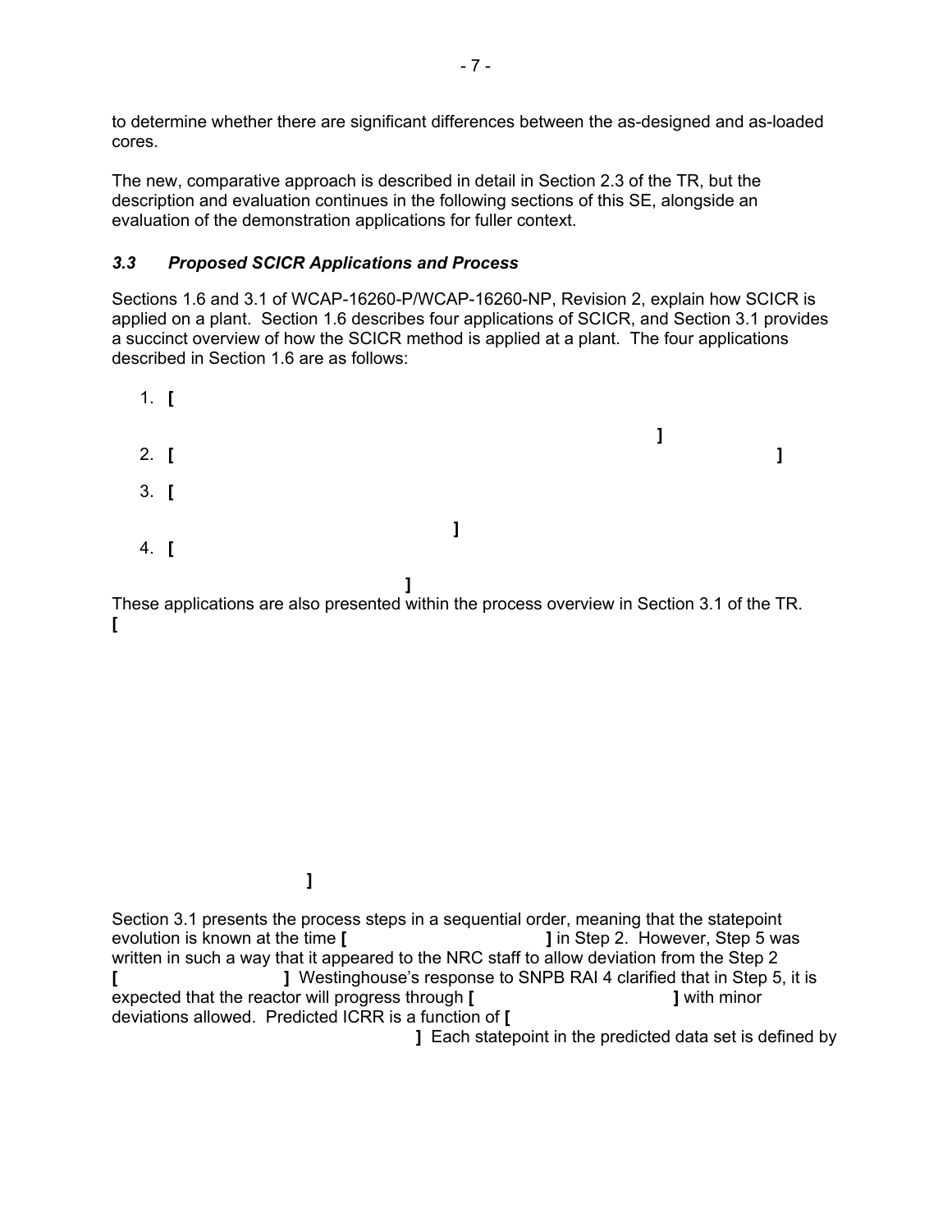to determine whether there are significant differences between the as-designed and as-loaded cores.

The new, comparative approach is described in detail in Section 2.3 of the TR, but the description and evaluation continues in the following sections of this SE, alongside an evaluation of the demonstration applications for fuller context.

### *3.3 Proposed SCICR Applications and Process*

Sections 1.6 and 3.1 of WCAP-16260-P/WCAP-16260-NP, Revision 2, explain how SCICR is applied on a plant. Section 1.6 describes four applications of SCICR, and Section 3.1 provides a succinct overview of how the SCICR method is applied at a plant. The four applications described in Section 1.6 are as follows:

1. **[ ]**
2. **[ ]**
3. **[ ]**
4. **[ ]**

These applications are also presented within the process overview in Section 3.1 of the TR. **[ ]**

Section 3.1 presents the process steps in a sequential order, meaning that the statepoint evolution is known at the time **[ ]** in Step 2. However, Step 5 was written in such a way that it appeared to the NRC staff to allow deviation from the Step 2 **[ ]** Westinghouse's response to SNPB RAI 4 clarified that in Step 5, it is expected that the reactor will progress through **[ ]** with minor deviations allowed. Predicted ICRR is a function of **[ ]** Each statepoint in the predicted data set is defined by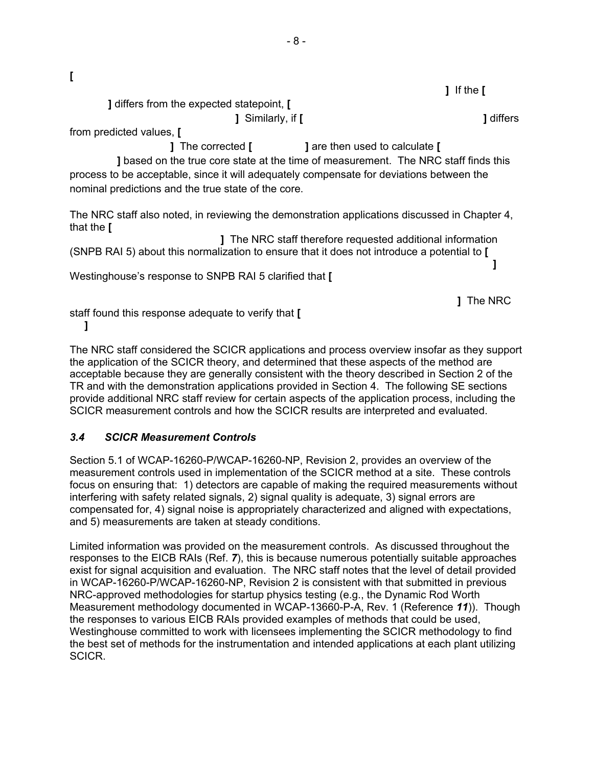[ ] If the [ ] differs from the expected statepoint, [ ] Similarly, if [ ] differs from predicted values, [ ] The corrected [ ] are then used to calculate [ ] based on the true core state at the time of measurement. The NRC staff finds this process to be acceptable, since it will adequately compensate for deviations between the nominal predictions and the true state of the core.

The NRC staff also noted, in reviewing the demonstration applications discussed in Chapter 4, that the [ ] The NRC staff therefore requested additional information (SNPB RAI 5) about this normalization to ensure that it does not introduce a potential to [ ] Westinghouse's response to SNPB RAI 5 clarified that [ ] The NRC staff found this response adequate to verify that [ ]

The NRC staff considered the SCICR applications and process overview insofar as they support the application of the SCICR theory, and determined that these aspects of the method are acceptable because they are generally consistent with the theory described in Section 2 of the TR and with the demonstration applications provided in Section 4. The following SE sections provide additional NRC staff review for certain aspects of the application process, including the SCICR measurement controls and how the SCICR results are interpreted and evaluated.

### *3.4 SCICR Measurement Controls*

Section 5.1 of WCAP-16260-P/WCAP-16260-NP, Revision 2, provides an overview of the measurement controls used in implementation of the SCICR method at a site. These controls focus on ensuring that: 1) detectors are capable of making the required measurements without interfering with safety related signals, 2) signal quality is adequate, 3) signal errors are compensated for, 4) signal noise is appropriately characterized and aligned with expectations, and 5) measurements are taken at steady conditions.

Limited information was provided on the measurement controls. As discussed throughout the responses to the EICB RAIs (Ref. ***7***), this is because numerous potentially suitable approaches exist for signal acquisition and evaluation. The NRC staff notes that the level of detail provided in WCAP-16260-P/WCAP-16260-NP, Revision 2 is consistent with that submitted in previous NRC-approved methodologies for startup physics testing (e.g., the Dynamic Rod Worth Measurement methodology documented in WCAP-13660-P-A, Rev. 1 (Reference ***11***)). Though the responses to various EICB RAIs provided examples of methods that could be used, Westinghouse committed to work with licensees implementing the SCICR methodology to find the best set of methods for the instrumentation and intended applications at each plant utilizing SCICR.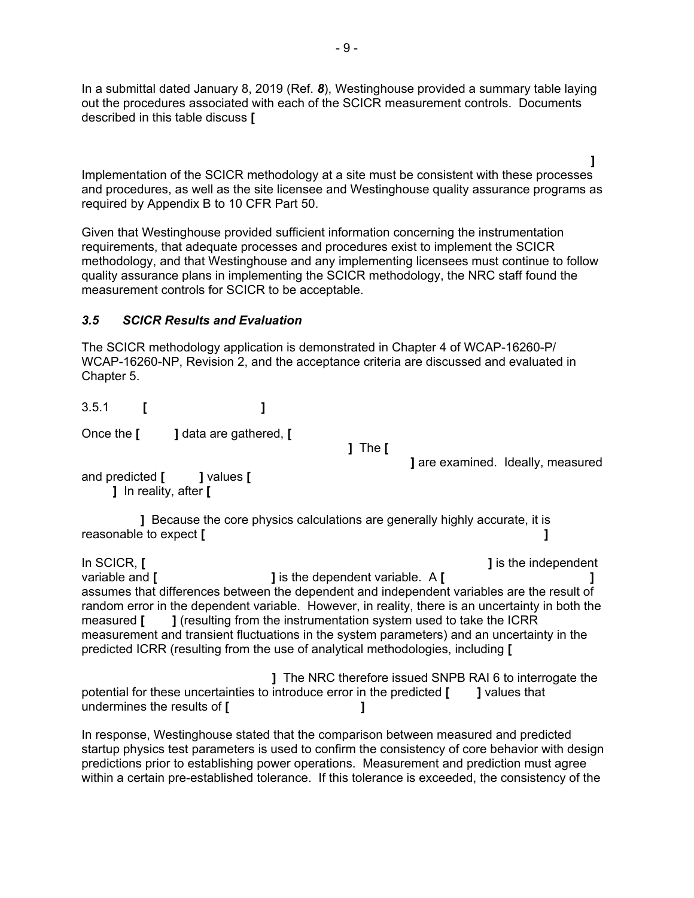In a submittal dated January 8, 2019 (Ref. ***8***), Westinghouse provided a summary table laying out the procedures associated with each of the SCICR measurement controls. Documents described in this table discuss **[**

**]**
Implementation of the SCICR methodology at a site must be consistent with these processes and procedures, as well as the site licensee and Westinghouse quality assurance programs as required by Appendix B to 10 CFR Part 50.

Given that Westinghouse provided sufficient information concerning the instrumentation requirements, that adequate processes and procedures exist to implement the SCICR methodology, and that Westinghouse and any implementing licensees must continue to follow quality assurance plans in implementing the SCICR methodology, the NRC staff found the measurement controls for SCICR to be acceptable.

### *3.5 SCICR Results and Evaluation*

The SCICR methodology application is demonstrated in Chapter 4 of WCAP-16260-P/ WCAP-16260-NP, Revision 2, and the acceptance criteria are discussed and evaluated in Chapter 5.

#### 3.5.1 **[ ]**

Once the **[ ]** data are gathered, **[ ]** The **[ ]** are examined. Ideally, measured and predicted **[ ]** values **[ ]** In reality, after **[ ]** Because the core physics calculations are generally highly accurate, it is reasonable to expect **[ ]**

In SCICR, **[ ]** is the independent variable and **[ ]** is the dependent variable. A **[ ]** assumes that differences between the dependent and independent variables are the result of random error in the dependent variable. However, in reality, there is an uncertainty in both the measured **[ ]** (resulting from the instrumentation system used to take the ICRR measurement and transient fluctuations in the system parameters) and an uncertainty in the predicted ICRR (resulting from the use of analytical methodologies, including **[ ]** The NRC therefore issued SNPB RAI 6 to interrogate the potential for these uncertainties to introduce error in the predicted **[ ]** values that undermines the results of **[ ]**

In response, Westinghouse stated that the comparison between measured and predicted startup physics test parameters is used to confirm the consistency of core behavior with design predictions prior to establishing power operations. Measurement and prediction must agree within a certain pre-established tolerance. If this tolerance is exceeded, the consistency of the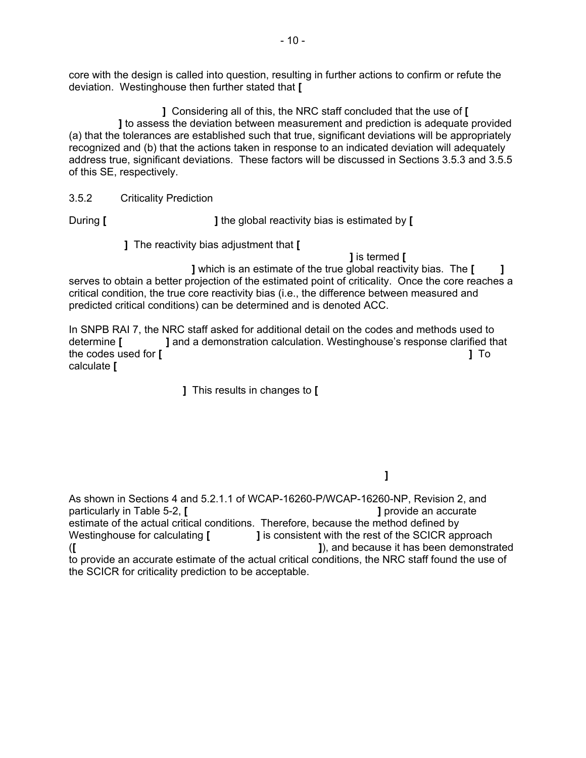core with the design is called into question, resulting in further actions to confirm or refute the deviation. Westinghouse then further stated that **[**

**]** Considering all of this, the NRC staff concluded that the use of **[ ]** to assess the deviation between measurement and prediction is adequate provided (a) that the tolerances are established such that true, significant deviations will be appropriately recognized and (b) that the actions taken in response to an indicated deviation will adequately address true, significant deviations. These factors will be discussed in Sections 3.5.3 and 3.5.5 of this SE, respectively.

### 3.5.2 Criticality Prediction

During **[ ]** the global reactivity bias is estimated by **[**

**]** The reactivity bias adjustment that **[**

**]** is termed **[**

**]** which is an estimate of the true global reactivity bias. The **[ ]** serves to obtain a better projection of the estimated point of criticality. Once the core reaches a critical condition, the true core reactivity bias (i.e., the difference between measured and predicted critical conditions) can be determined and is denoted ACC.

In SNPB RAI 7, the NRC staff asked for additional detail on the codes and methods used to determine **[ ]** and a demonstration calculation. Westinghouse's response clarified that the codes used for **[ ]** To calculate **[**

**]** This results in changes to **[**

**]**

As shown in Sections 4 and 5.2.1.1 of WCAP-16260-P/WCAP-16260-NP, Revision 2, and particularly in Table 5-2, **[ ]** provide an accurate estimate of the actual critical conditions. Therefore, because the method defined by Westinghouse for calculating **[ ]** is consistent with the rest of the SCICR approach (**[ ]**), and because it has been demonstrated to provide an accurate estimate of the actual critical conditions, the NRC staff found the use of the SCICR for criticality prediction to be acceptable.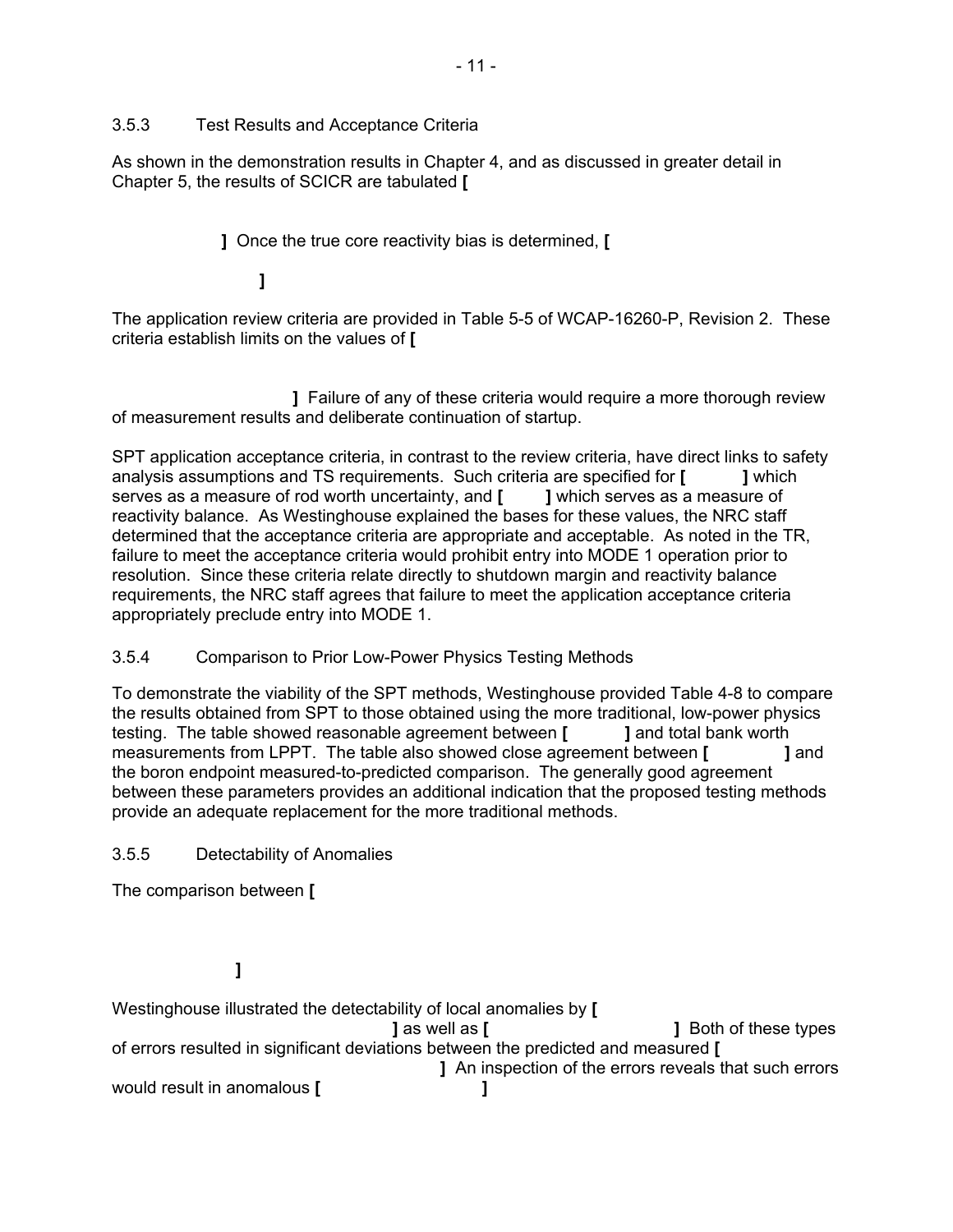### 3.5.3 Test Results and Acceptance Criteria

As shown in the demonstration results in Chapter 4, and as discussed in greater detail in Chapter 5, the results of SCICR are tabulated **[**

**]** Once the true core reactivity bias is determined, **[**

**]**

The application review criteria are provided in Table 5-5 of WCAP-16260-P, Revision 2. These criteria establish limits on the values of **[**

**]** Failure of any of these criteria would require a more thorough review of measurement results and deliberate continuation of startup.

SPT application acceptance criteria, in contrast to the review criteria, have direct links to safety analysis assumptions and TS requirements. Such criteria are specified for **[ ]** which serves as a measure of rod worth uncertainty, and **[ ]** which serves as a measure of reactivity balance. As Westinghouse explained the bases for these values, the NRC staff determined that the acceptance criteria are appropriate and acceptable. As noted in the TR, failure to meet the acceptance criteria would prohibit entry into MODE 1 operation prior to resolution. Since these criteria relate directly to shutdown margin and reactivity balance requirements, the NRC staff agrees that failure to meet the application acceptance criteria appropriately preclude entry into MODE 1.

### 3.5.4 Comparison to Prior Low-Power Physics Testing Methods

To demonstrate the viability of the SPT methods, Westinghouse provided Table 4-8 to compare the results obtained from SPT to those obtained using the more traditional, low-power physics testing. The table showed reasonable agreement between **[ ]** and total bank worth measurements from LPPT. The table also showed close agreement between **[ ]** and the boron endpoint measured-to-predicted comparison. The generally good agreement between these parameters provides an additional indication that the proposed testing methods provide an adequate replacement for the more traditional methods.

### 3.5.5 Detectability of Anomalies

The comparison between **[**

**]**

Westinghouse illustrated the detectability of local anomalies by **[**
**]** as well as **[ ]** Both of these types of errors resulted in significant deviations between the predicted and measured **[**
**]** An inspection of the errors reveals that such errors would result in anomalous **[ ]**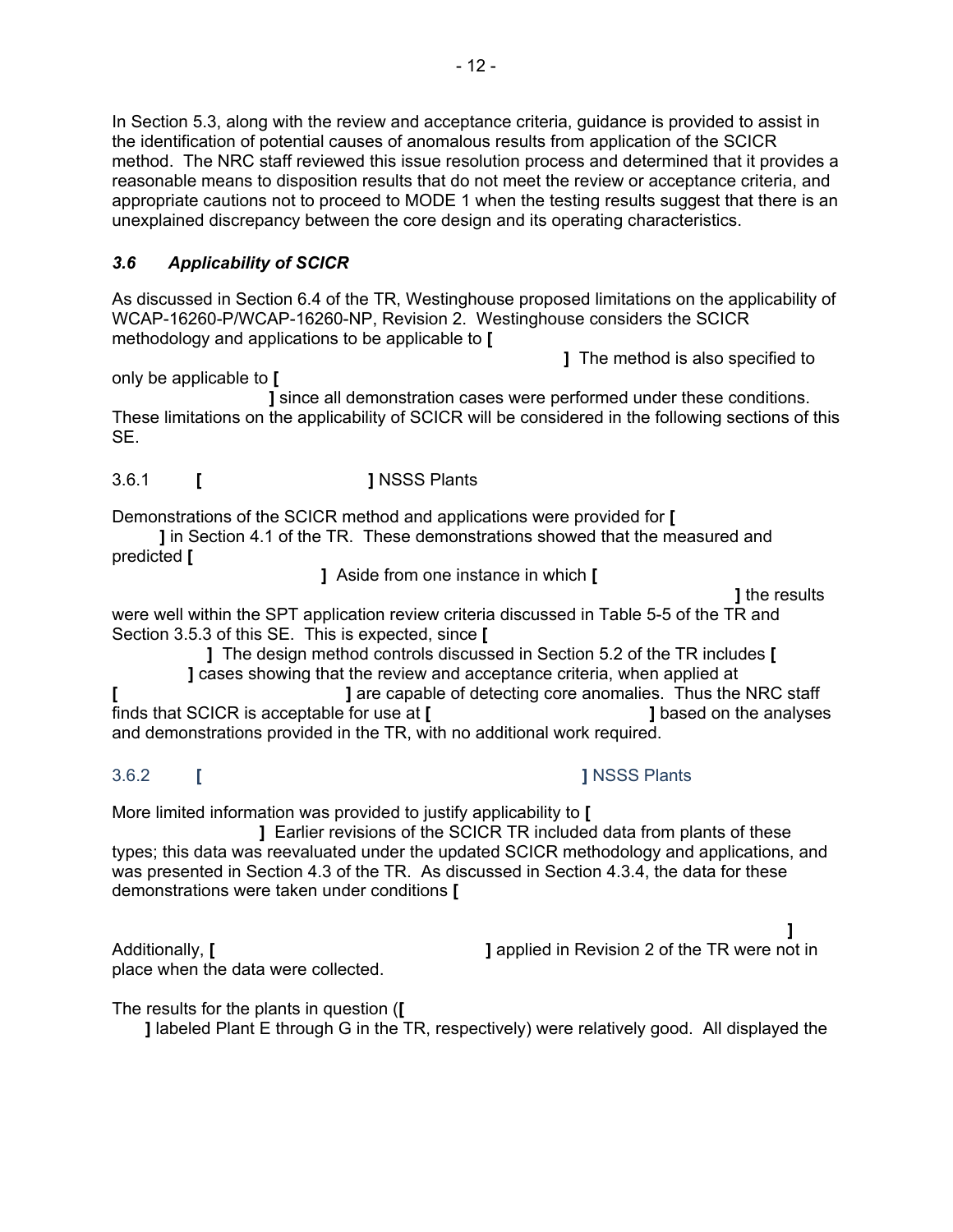In Section 5.3, along with the review and acceptance criteria, guidance is provided to assist in the identification of potential causes of anomalous results from application of the SCICR method. The NRC staff reviewed this issue resolution process and determined that it provides a reasonable means to disposition results that do not meet the review or acceptance criteria, and appropriate cautions not to proceed to MODE 1 when the testing results suggest that there is an unexplained discrepancy between the core design and its operating characteristics.

### *3.6 Applicability of SCICR*

As discussed in Section 6.4 of the TR, Westinghouse proposed limitations on the applicability of WCAP-16260-P/WCAP-16260-NP, Revision 2. Westinghouse considers the SCICR methodology and applications to be applicable to **[ ]** The method is also specified to only be applicable to **[ ]** since all demonstration cases were performed under these conditions. These limitations on the applicability of SCICR will be considered in the following sections of this SE.

#### 3.6.1 **[ ]** NSSS Plants

Demonstrations of the SCICR method and applications were provided for **[ ]** in Section 4.1 of the TR. These demonstrations showed that the measured and predicted **[ ]** Aside from one instance in which **[ ]** the results were well within the SPT application review criteria discussed in Table 5-5 of the TR and Section 3.5.3 of this SE. This is expected, since **[ ]** The design method controls discussed in Section 5.2 of the TR includes **[ ]** cases showing that the review and acceptance criteria, when applied at **[ ]** are capable of detecting core anomalies. Thus the NRC staff finds that SCICR is acceptable for use at **[ ]** based on the analyses and demonstrations provided in the TR, with no additional work required.

#### 3.6.2 **[ ]** NSSS Plants

More limited information was provided to justify applicability to **[ ]** Earlier revisions of the SCICR TR included data from plants of these types; this data was reevaluated under the updated SCICR methodology and applications, and was presented in Section 4.3 of the TR. As discussed in Section 4.3.4, the data for these demonstrations were taken under conditions **[ ]** Additionally, **[ ]** applied in Revision 2 of the TR were not in place when the data were collected.

The results for the plants in question (**[ ]** labeled Plant E through G in the TR, respectively) were relatively good. All displayed the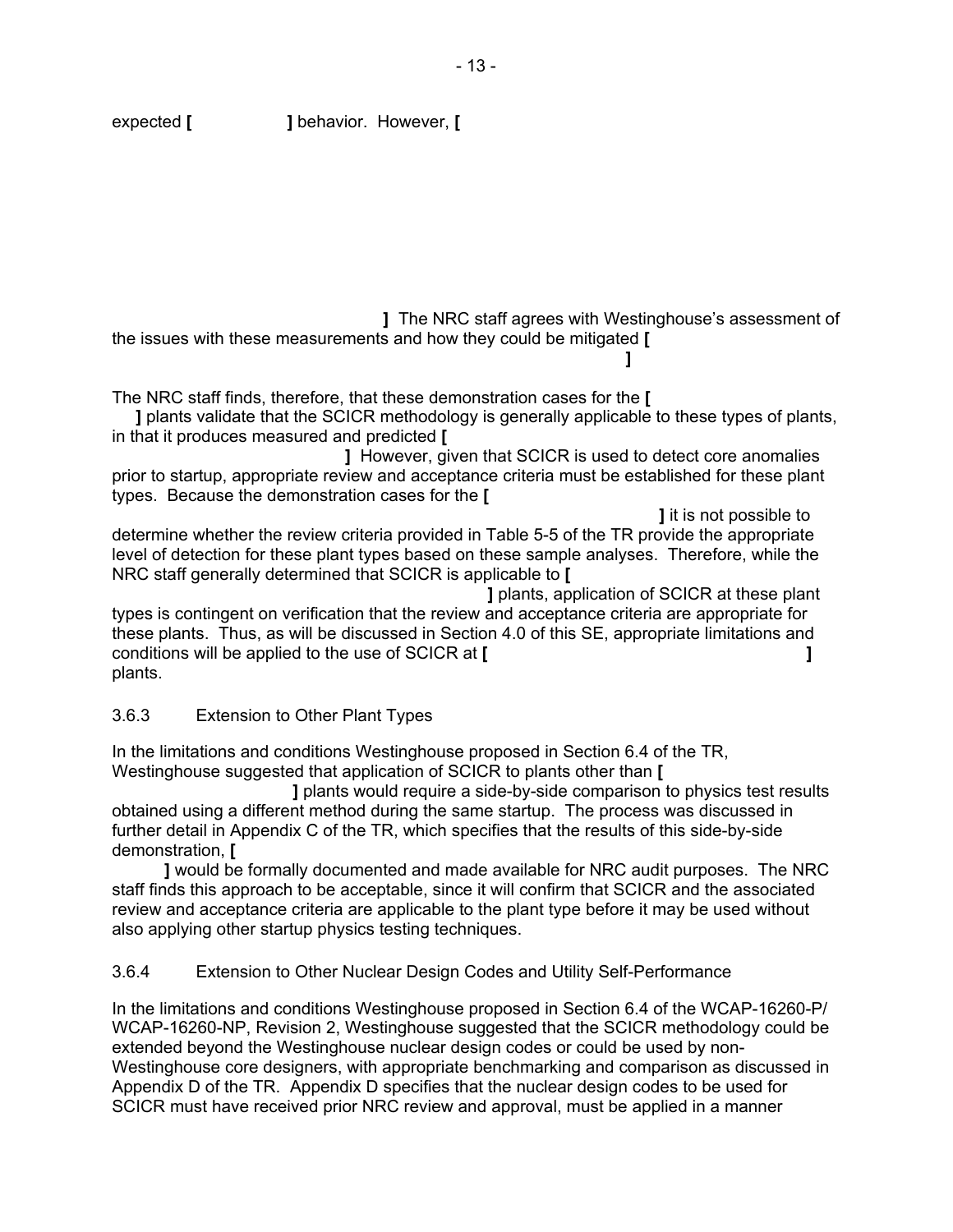expected **[ ]** behavior. However, **[**

**]** The NRC staff agrees with Westinghouse's assessment of the issues with these measurements and how they could be mitigated **[ ]**

The NRC staff finds, therefore, that these demonstration cases for the **[ ]** plants validate that the SCICR methodology is generally applicable to these types of plants, in that it produces measured and predicted **[ ]** However, given that SCICR is used to detect core anomalies prior to startup, appropriate review and acceptance criteria must be established for these plant types. Because the demonstration cases for the **[ ]** it is not possible to determine whether the review criteria provided in Table 5-5 of the TR provide the appropriate level of detection for these plant types based on these sample analyses. Therefore, while the NRC staff generally determined that SCICR is applicable to **[ ]** plants, application of SCICR at these plant types is contingent on verification that the review and acceptance criteria are appropriate for these plants. Thus, as will be discussed in Section 4.0 of this SE, appropriate limitations and conditions will be applied to the use of SCICR at **[ ]** plants.

### 3.6.3 Extension to Other Plant Types

In the limitations and conditions Westinghouse proposed in Section 6.4 of the TR, Westinghouse suggested that application of SCICR to plants other than **[ ]** plants would require a side-by-side comparison to physics test results obtained using a different method during the same startup. The process was discussed in further detail in Appendix C of the TR, which specifies that the results of this side-by-side demonstration, **[ ]** would be formally documented and made available for NRC audit purposes. The NRC staff finds this approach to be acceptable, since it will confirm that SCICR and the associated review and acceptance criteria are applicable to the plant type before it may be used without also applying other startup physics testing techniques.

### 3.6.4 Extension to Other Nuclear Design Codes and Utility Self-Performance

In the limitations and conditions Westinghouse proposed in Section 6.4 of the WCAP-16260-P/ WCAP-16260-NP, Revision 2, Westinghouse suggested that the SCICR methodology could be extended beyond the Westinghouse nuclear design codes or could be used by non-Westinghouse core designers, with appropriate benchmarking and comparison as discussed in Appendix D of the TR. Appendix D specifies that the nuclear design codes to be used for SCICR must have received prior NRC review and approval, must be applied in a manner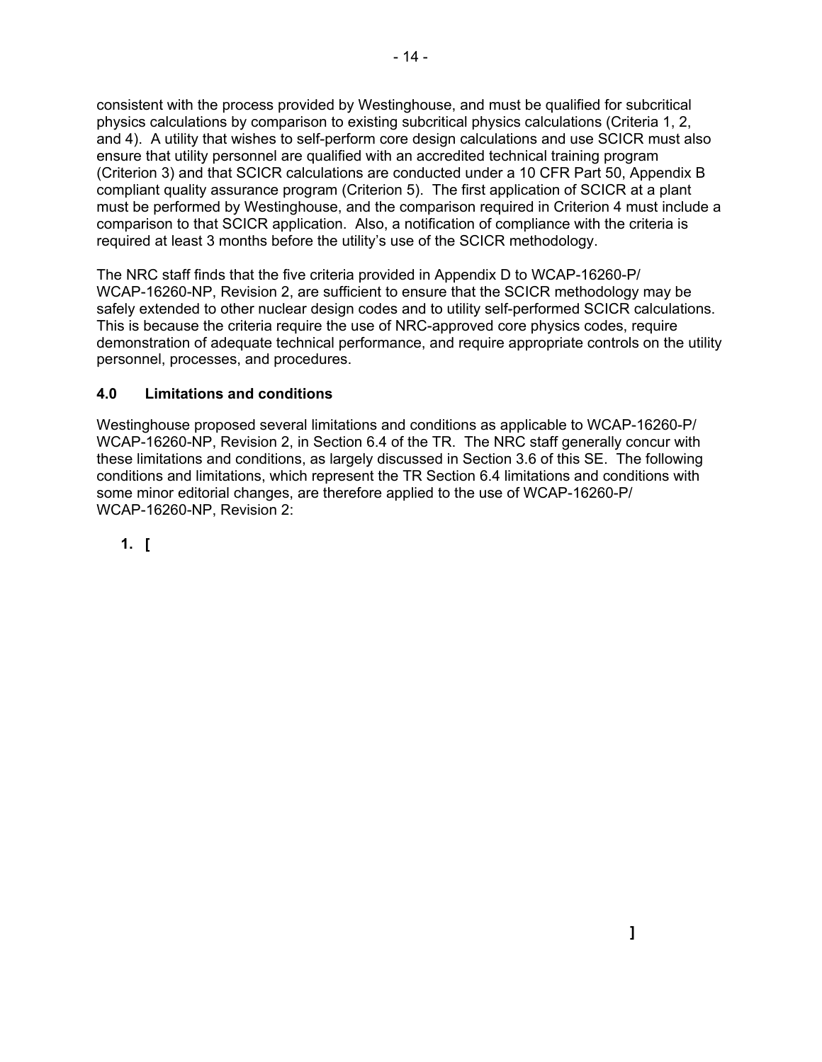consistent with the process provided by Westinghouse, and must be qualified for subcritical physics calculations by comparison to existing subcritical physics calculations (Criteria 1, 2, and 4). A utility that wishes to self-perform core design calculations and use SCICR must also ensure that utility personnel are qualified with an accredited technical training program (Criterion 3) and that SCICR calculations are conducted under a 10 CFR Part 50, Appendix B compliant quality assurance program (Criterion 5). The first application of SCICR at a plant must be performed by Westinghouse, and the comparison required in Criterion 4 must include a comparison to that SCICR application. Also, a notification of compliance with the criteria is required at least 3 months before the utility's use of the SCICR methodology.

The NRC staff finds that the five criteria provided in Appendix D to WCAP-16260-P/ WCAP-16260-NP, Revision 2, are sufficient to ensure that the SCICR methodology may be safely extended to other nuclear design codes and to utility self-performed SCICR calculations. This is because the criteria require the use of NRC-approved core physics codes, require demonstration of adequate technical performance, and require appropriate controls on the utility personnel, processes, and procedures.

## 4.0 Limitations and conditions

Westinghouse proposed several limitations and conditions as applicable to WCAP-16260-P/ WCAP-16260-NP, Revision 2, in Section 6.4 of the TR. The NRC staff generally concur with these limitations and conditions, as largely discussed in Section 3.6 of this SE. The following conditions and limitations, which represent the TR Section 6.4 limitations and conditions with some minor editorial changes, are therefore applied to the use of WCAP-16260-P/ WCAP-16260-NP, Revision 2:

1. [

]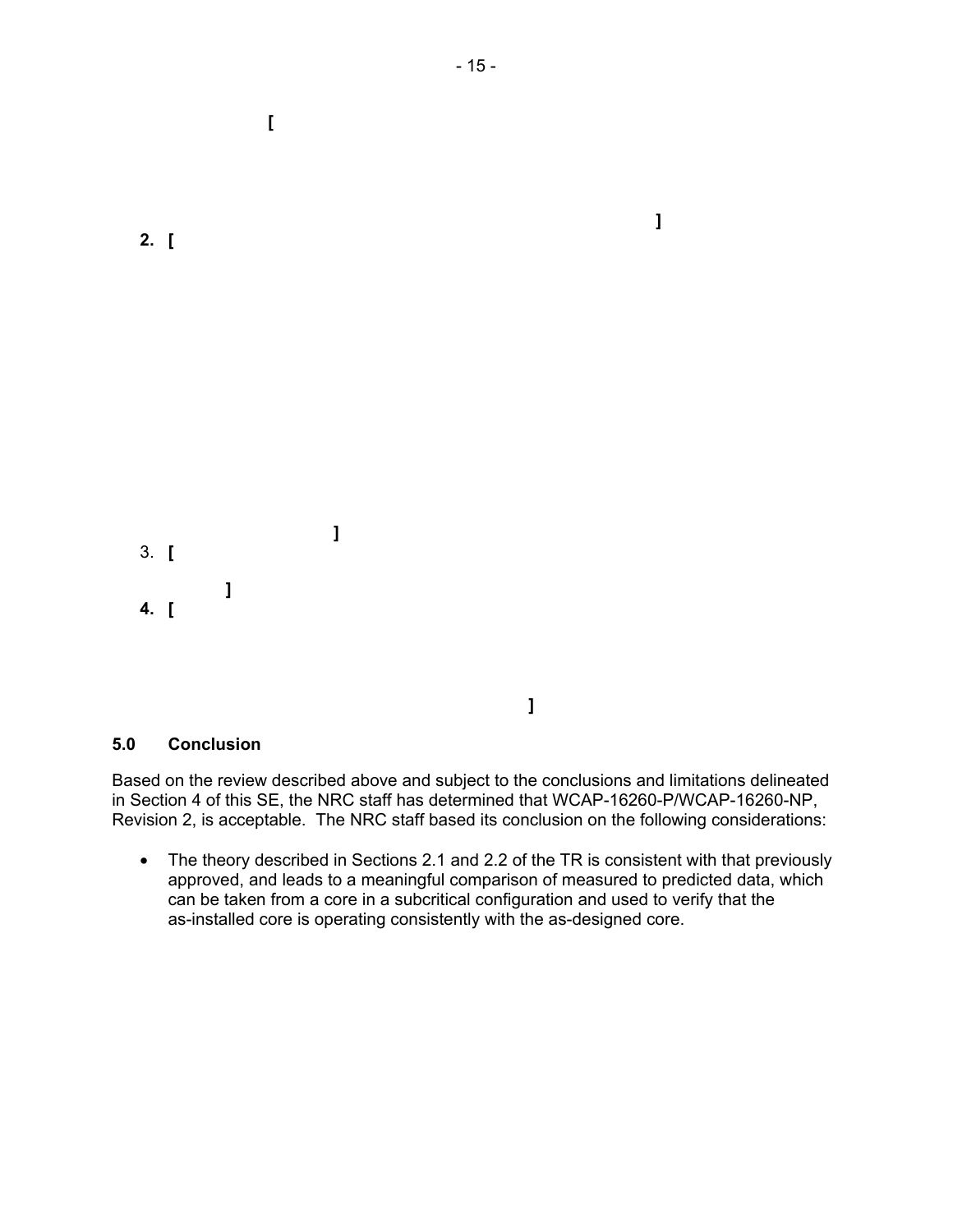**[**

**]**

2. **[**

**]**

3. **[**

**]**

4. **[**

**]**

## 5.0 Conclusion

Based on the review described above and subject to the conclusions and limitations delineated in Section 4 of this SE, the NRC staff has determined that WCAP-16260-P/WCAP-16260-NP, Revision 2, is acceptable. The NRC staff based its conclusion on the following considerations:

- The theory described in Sections 2.1 and 2.2 of the TR is consistent with that previously approved, and leads to a meaningful comparison of measured to predicted data, which can be taken from a core in a subcritical configuration and used to verify that the as-installed core is operating consistently with the as-designed core.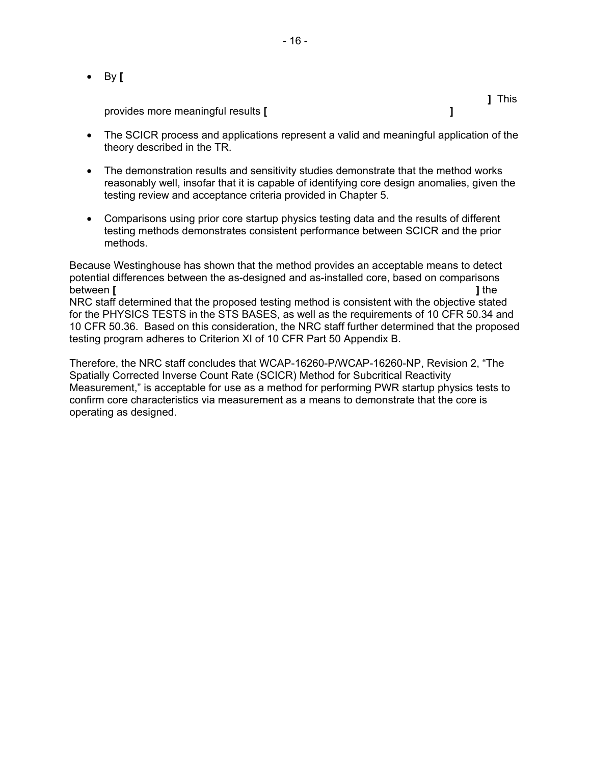- By **[** **]** This provides more meaningful results **[** **]**

- The SCICR process and applications represent a valid and meaningful application of the theory described in the TR.

- The demonstration results and sensitivity studies demonstrate that the method works reasonably well, insofar that it is capable of identifying core design anomalies, given the testing review and acceptance criteria provided in Chapter 5.

- Comparisons using prior core startup physics testing data and the results of different testing methods demonstrates consistent performance between SCICR and the prior methods.

Because Westinghouse has shown that the method provides an acceptable means to detect potential differences between the as-designed and as-installed core, based on comparisons between **[** **]** the NRC staff determined that the proposed testing method is consistent with the objective stated for the PHYSICS TESTS in the STS BASES, as well as the requirements of 10 CFR 50.34 and 10 CFR 50.36. Based on this consideration, the NRC staff further determined that the proposed testing program adheres to Criterion XI of 10 CFR Part 50 Appendix B.

Therefore, the NRC staff concludes that WCAP-16260-P/WCAP-16260-NP, Revision 2, "The Spatially Corrected Inverse Count Rate (SCICR) Method for Subcritical Reactivity Measurement," is acceptable for use as a method for performing PWR startup physics tests to confirm core characteristics via measurement as a means to demonstrate that the core is operating as designed.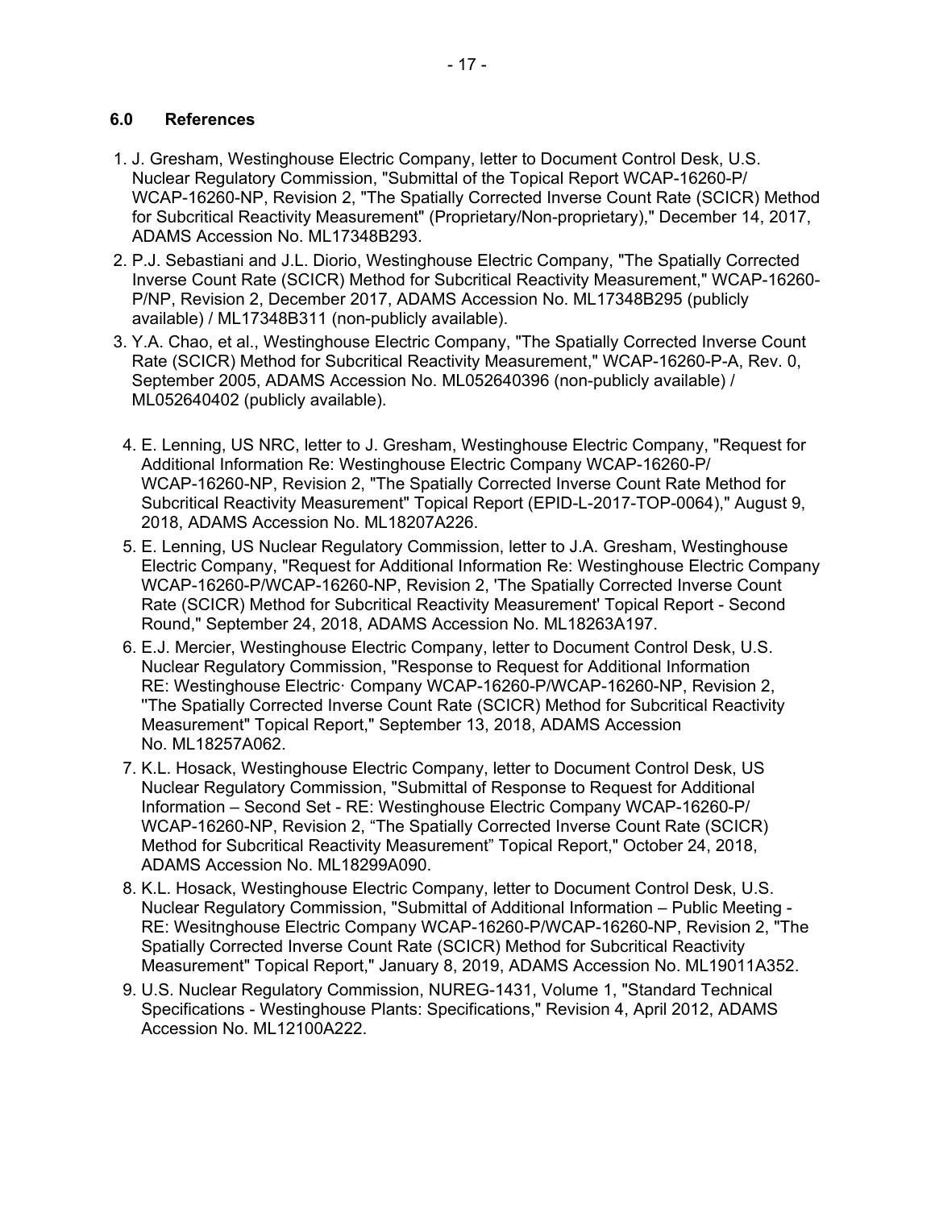## 6.0 References

1. J. Gresham, Westinghouse Electric Company, letter to Document Control Desk, U.S. Nuclear Regulatory Commission, "Submittal of the Topical Report WCAP-16260-P/ WCAP-16260-NP, Revision 2, "The Spatially Corrected Inverse Count Rate (SCICR) Method for Subcritical Reactivity Measurement" (Proprietary/Non-proprietary)," December 14, 2017, ADAMS Accession No. ML17348B293.
2. P.J. Sebastiani and J.L. Diorio, Westinghouse Electric Company, "The Spatially Corrected Inverse Count Rate (SCICR) Method for Subcritical Reactivity Measurement," WCAP-16260-P/NP, Revision 2, December 2017, ADAMS Accession No. ML17348B295 (publicly available) / ML17348B311 (non-publicly available).
3. Y.A. Chao, et al., Westinghouse Electric Company, "The Spatially Corrected Inverse Count Rate (SCICR) Method for Subcritical Reactivity Measurement," WCAP-16260-P-A, Rev. 0, September 2005, ADAMS Accession No. ML052640396 (non-publicly available) / ML052640402 (publicly available).
4. E. Lenning, US NRC, letter to J. Gresham, Westinghouse Electric Company, "Request for Additional Information Re: Westinghouse Electric Company WCAP-16260-P/ WCAP-16260-NP, Revision 2, "The Spatially Corrected Inverse Count Rate Method for Subcritical Reactivity Measurement" Topical Report (EPID-L-2017-TOP-0064)," August 9, 2018, ADAMS Accession No. ML18207A226.
5. E. Lenning, US Nuclear Regulatory Commission, letter to J.A. Gresham, Westinghouse Electric Company, "Request for Additional Information Re: Westinghouse Electric Company WCAP-16260-P/WCAP-16260-NP, Revision 2, 'The Spatially Corrected Inverse Count Rate (SCICR) Method for Subcritical Reactivity Measurement' Topical Report - Second Round," September 24, 2018, ADAMS Accession No. ML18263A197.
6. E.J. Mercier, Westinghouse Electric Company, letter to Document Control Desk, U.S. Nuclear Regulatory Commission, "Response to Request for Additional Information RE: Westinghouse Electric· Company WCAP-16260-P/WCAP-16260-NP, Revision 2, "The Spatially Corrected Inverse Count Rate (SCICR) Method for Subcritical Reactivity Measurement" Topical Report," September 13, 2018, ADAMS Accession No. ML18257A062.
7. K.L. Hosack, Westinghouse Electric Company, letter to Document Control Desk, US Nuclear Regulatory Commission, "Submittal of Response to Request for Additional Information – Second Set - RE: Westinghouse Electric Company WCAP-16260-P/ WCAP-16260-NP, Revision 2, "The Spatially Corrected Inverse Count Rate (SCICR) Method for Subcritical Reactivity Measurement" Topical Report," October 24, 2018, ADAMS Accession No. ML18299A090.
8. K.L. Hosack, Westinghouse Electric Company, letter to Document Control Desk, U.S. Nuclear Regulatory Commission, "Submittal of Additional Information – Public Meeting - RE: Wesitnghouse Electric Company WCAP-16260-P/WCAP-16260-NP, Revision 2, "The Spatially Corrected Inverse Count Rate (SCICR) Method for Subcritical Reactivity Measurement" Topical Report," January 8, 2019, ADAMS Accession No. ML19011A352.
9. U.S. Nuclear Regulatory Commission, NUREG-1431, Volume 1, "Standard Technical Specifications - Westinghouse Plants: Specifications," Revision 4, April 2012, ADAMS Accession No. ML12100A222.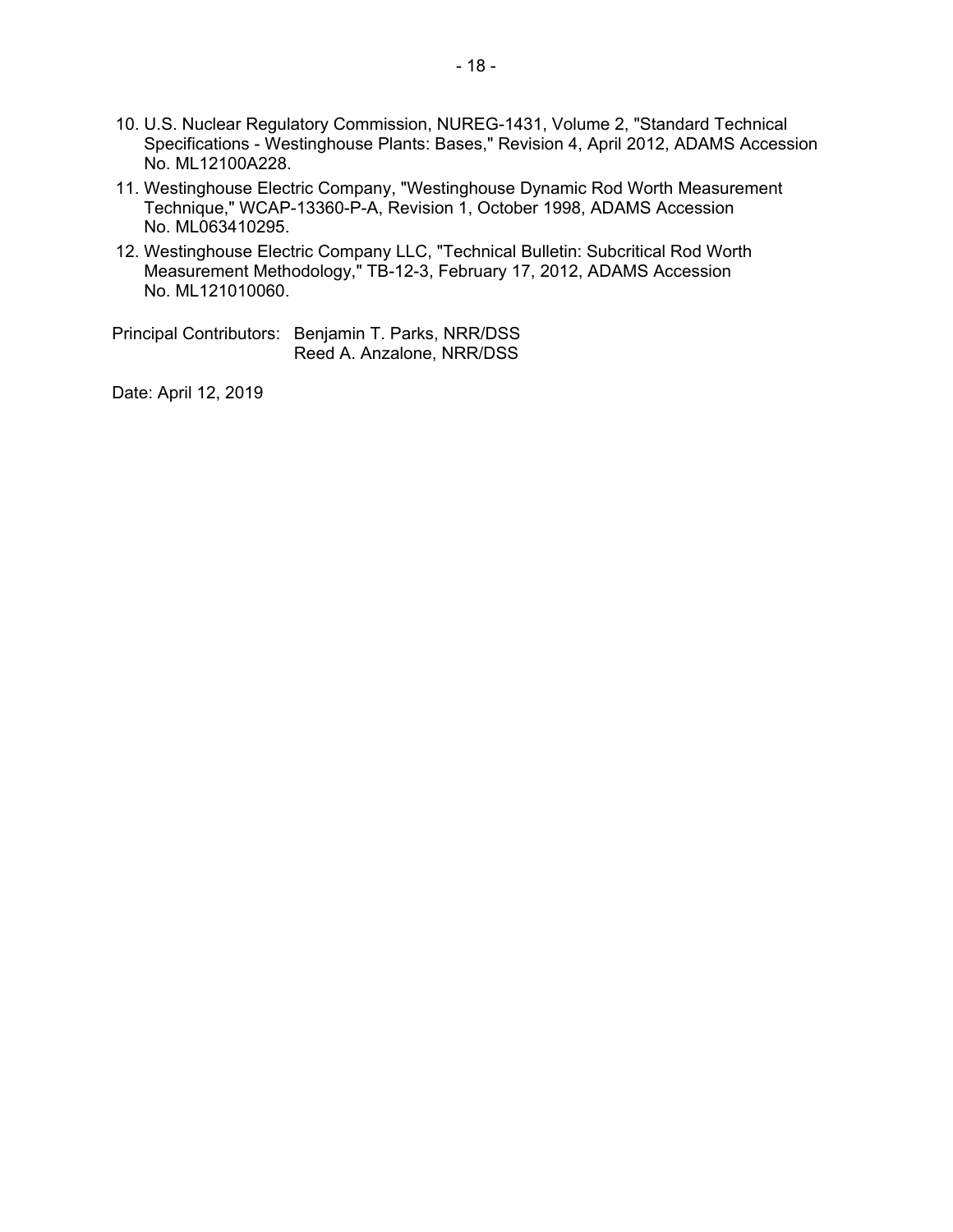10. U.S. Nuclear Regulatory Commission, NUREG-1431, Volume 2, "Standard Technical Specifications - Westinghouse Plants: Bases," Revision 4, April 2012, ADAMS Accession No. ML12100A228.
11. Westinghouse Electric Company, "Westinghouse Dynamic Rod Worth Measurement Technique," WCAP-13360-P-A, Revision 1, October 1998, ADAMS Accession No. ML063410295.
12. Westinghouse Electric Company LLC, "Technical Bulletin: Subcritical Rod Worth Measurement Methodology," TB-12-3, February 17, 2012, ADAMS Accession No. ML121010060.

Principal Contributors: Benjamin T. Parks, NRR/DSS
Reed A. Anzalone, NRR/DSS

Date: April 12, 2019